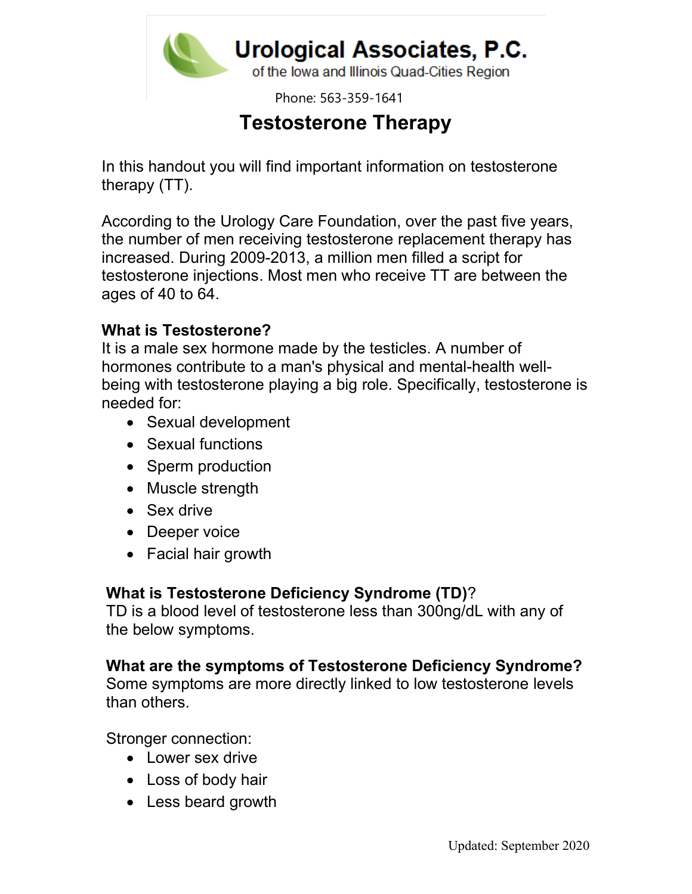Urological Associates, P.C.
of the Iowa and Illinois Quad-Cities Region

Phone: 563-359-1641

# Testosterone Therapy

In this handout you will find important information on testosterone therapy (TT).

According to the Urology Care Foundation, over the past five years, the number of men receiving testosterone replacement therapy has increased. During 2009-2013, a million men filled a script for testosterone injections. Most men who receive TT are between the ages of 40 to 64.

**What is Testosterone?**
It is a male sex hormone made by the testicles. A number of hormones contribute to a man's physical and mental-health well-being with testosterone playing a big role. Specifically, testosterone is needed for:

- Sexual development
- Sexual functions
- Sperm production
- Muscle strength
- Sex drive
- Deeper voice
- Facial hair growth

**What is Testosterone Deficiency Syndrome (TD)**?
TD is a blood level of testosterone less than 300ng/dL with any of the below symptoms.

**What are the symptoms of Testosterone Deficiency Syndrome?**
Some symptoms are more directly linked to low testosterone levels than others.

Stronger connection:

- Lower sex drive
- Loss of body hair
- Less beard growth

Updated: September 2020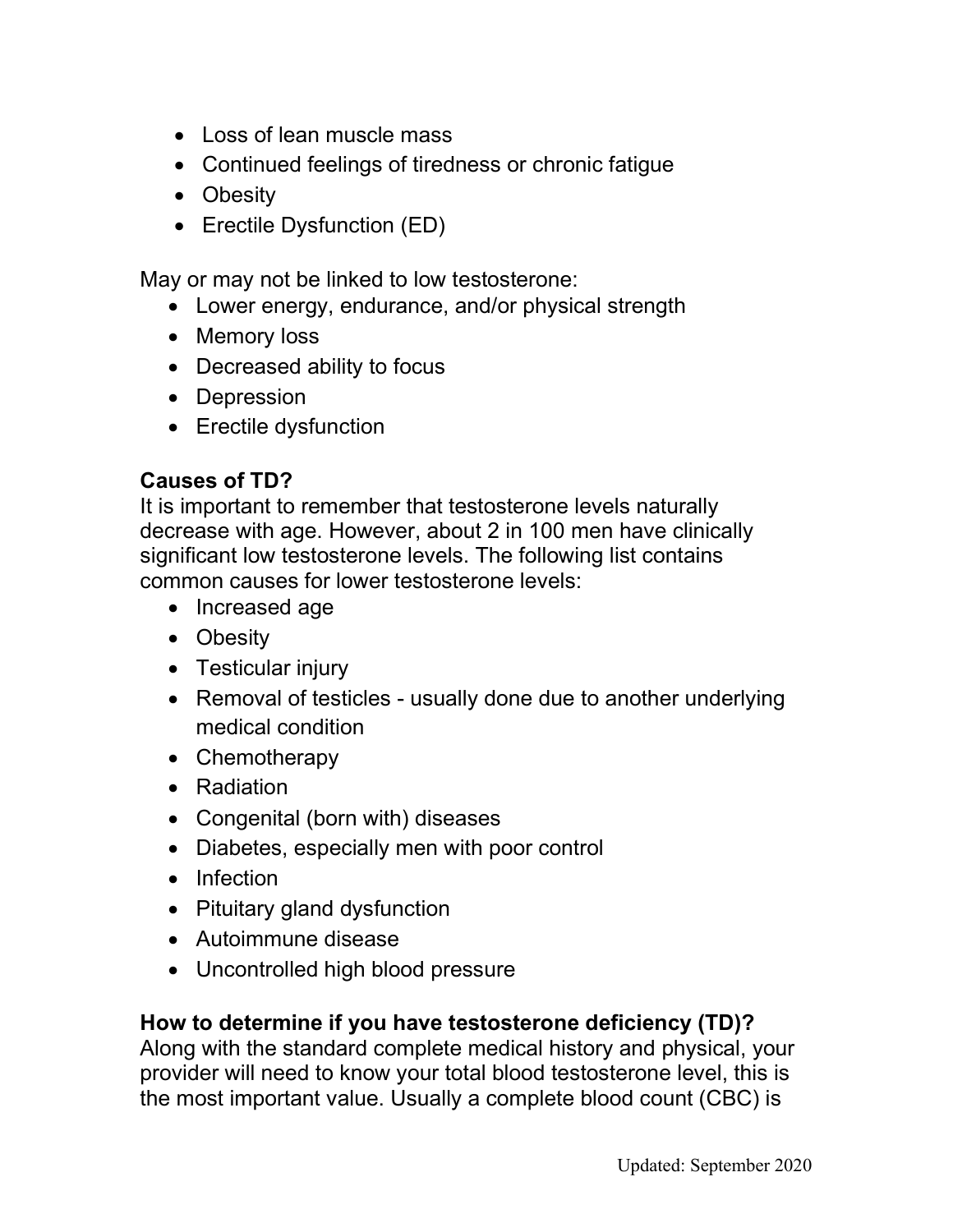- Loss of lean muscle mass
- Continued feelings of tiredness or chronic fatigue
- Obesity
- Erectile Dysfunction (ED)

May or may not be linked to low testosterone:

- Lower energy, endurance, and/or physical strength
- Memory loss
- Decreased ability to focus
- Depression
- Erectile dysfunction

**Causes of TD?**

It is important to remember that testosterone levels naturally decrease with age. However, about 2 in 100 men have clinically significant low testosterone levels. The following list contains common causes for lower testosterone levels:

- Increased age
- Obesity
- Testicular injury
- Removal of testicles - usually done due to another underlying medical condition
- Chemotherapy
- Radiation
- Congenital (born with) diseases
- Diabetes, especially men with poor control
- Infection
- Pituitary gland dysfunction
- Autoimmune disease
- Uncontrolled high blood pressure

**How to determine if you have testosterone deficiency (TD)?**

Along with the standard complete medical history and physical, your provider will need to know your total blood testosterone level, this is the most important value. Usually a complete blood count (CBC) is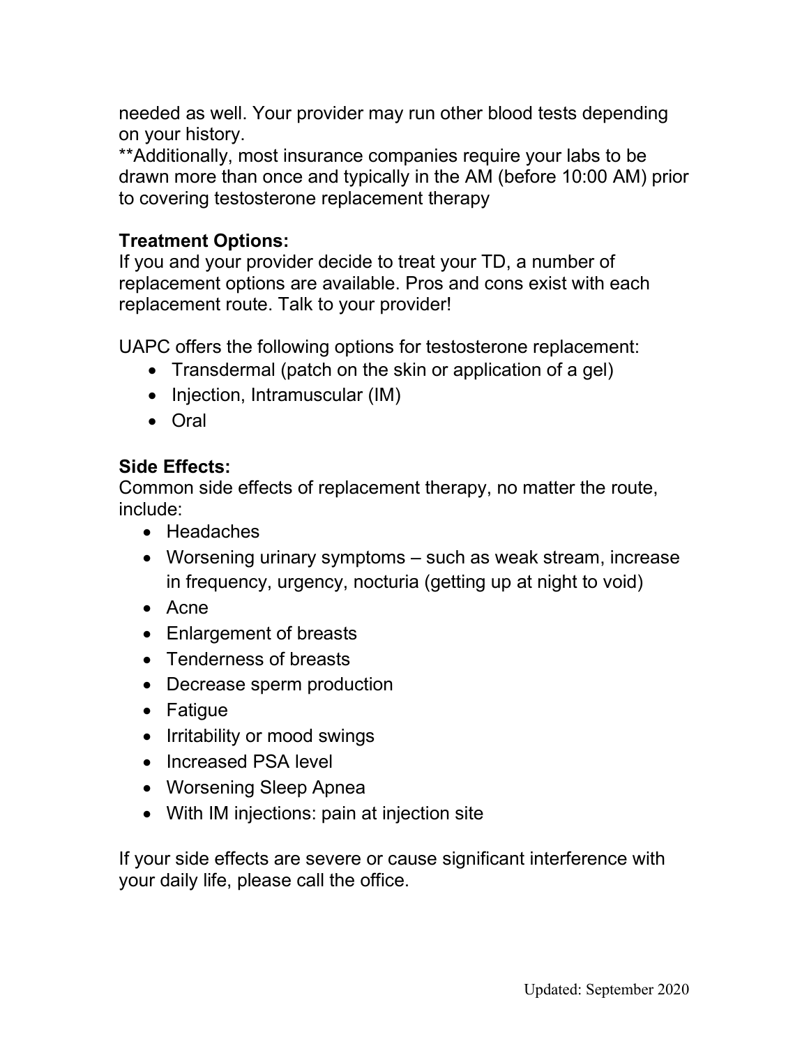needed as well. Your provider may run other blood tests depending on your history.
**Additionally, most insurance companies require your labs to be drawn more than once and typically in the AM (before 10:00 AM) prior to covering testosterone replacement therapy

**Treatment Options:**
If you and your provider decide to treat your TD, a number of replacement options are available. Pros and cons exist with each replacement route. Talk to your provider!

UAPC offers the following options for testosterone replacement:

- Transdermal (patch on the skin or application of a gel)
- Injection, Intramuscular (IM)
- Oral

**Side Effects:**
Common side effects of replacement therapy, no matter the route, include:

- Headaches
- Worsening urinary symptoms – such as weak stream, increase in frequency, urgency, nocturia (getting up at night to void)
- Acne
- Enlargement of breasts
- Tenderness of breasts
- Decrease sperm production
- Fatigue
- Irritability or mood swings
- Increased PSA level
- Worsening Sleep Apnea
- With IM injections: pain at injection site

If your side effects are severe or cause significant interference with your daily life, please call the office.

Updated: September 2020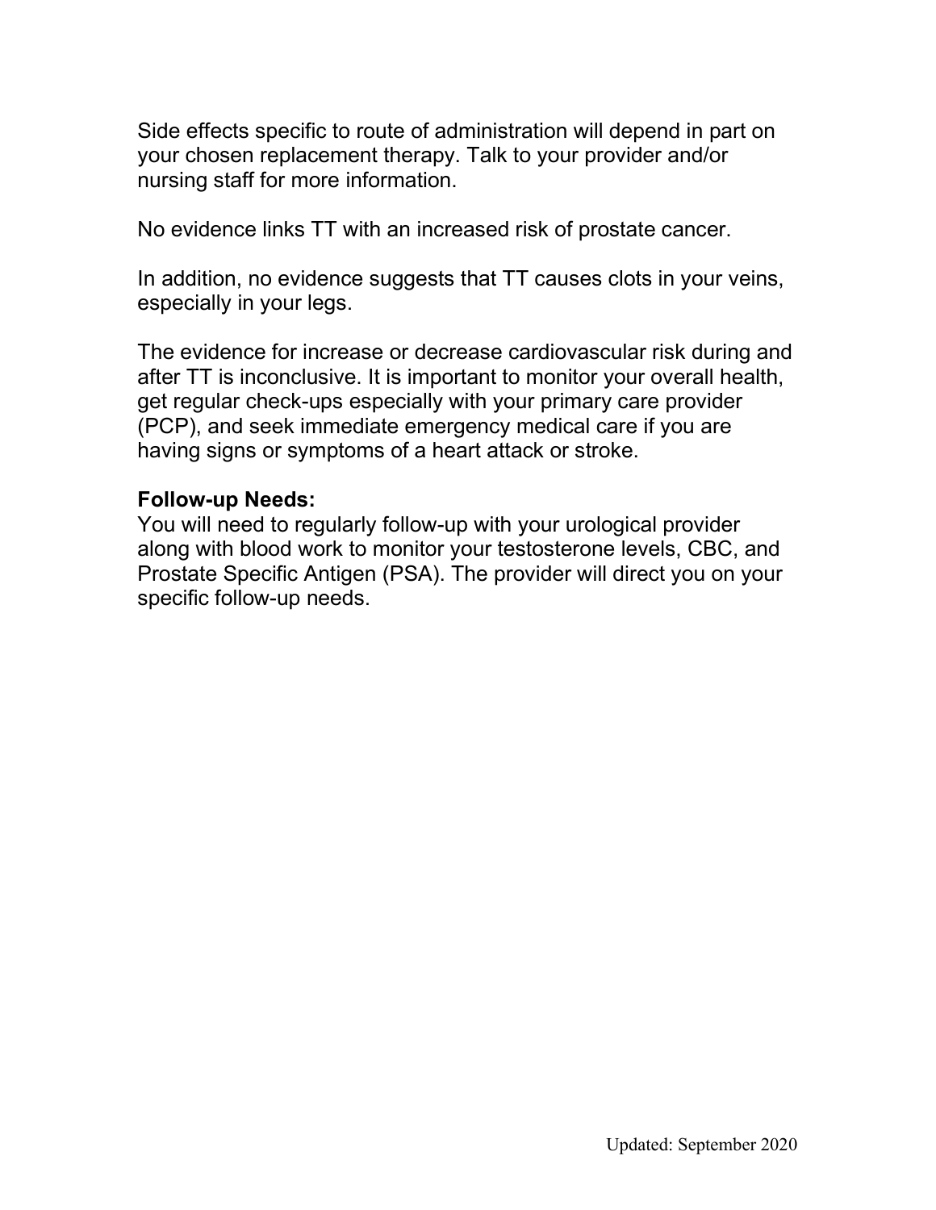Side effects specific to route of administration will depend in part on your chosen replacement therapy. Talk to your provider and/or nursing staff for more information.

No evidence links TT with an increased risk of prostate cancer.

In addition, no evidence suggests that TT causes clots in your veins, especially in your legs.

The evidence for increase or decrease cardiovascular risk during and after TT is inconclusive. It is important to monitor your overall health, get regular check-ups especially with your primary care provider (PCP), and seek immediate emergency medical care if you are having signs or symptoms of a heart attack or stroke.

**Follow-up Needs:**
You will need to regularly follow-up with your urological provider along with blood work to monitor your testosterone levels, CBC, and Prostate Specific Antigen (PSA). The provider will direct you on your specific follow-up needs.

Updated: September 2020